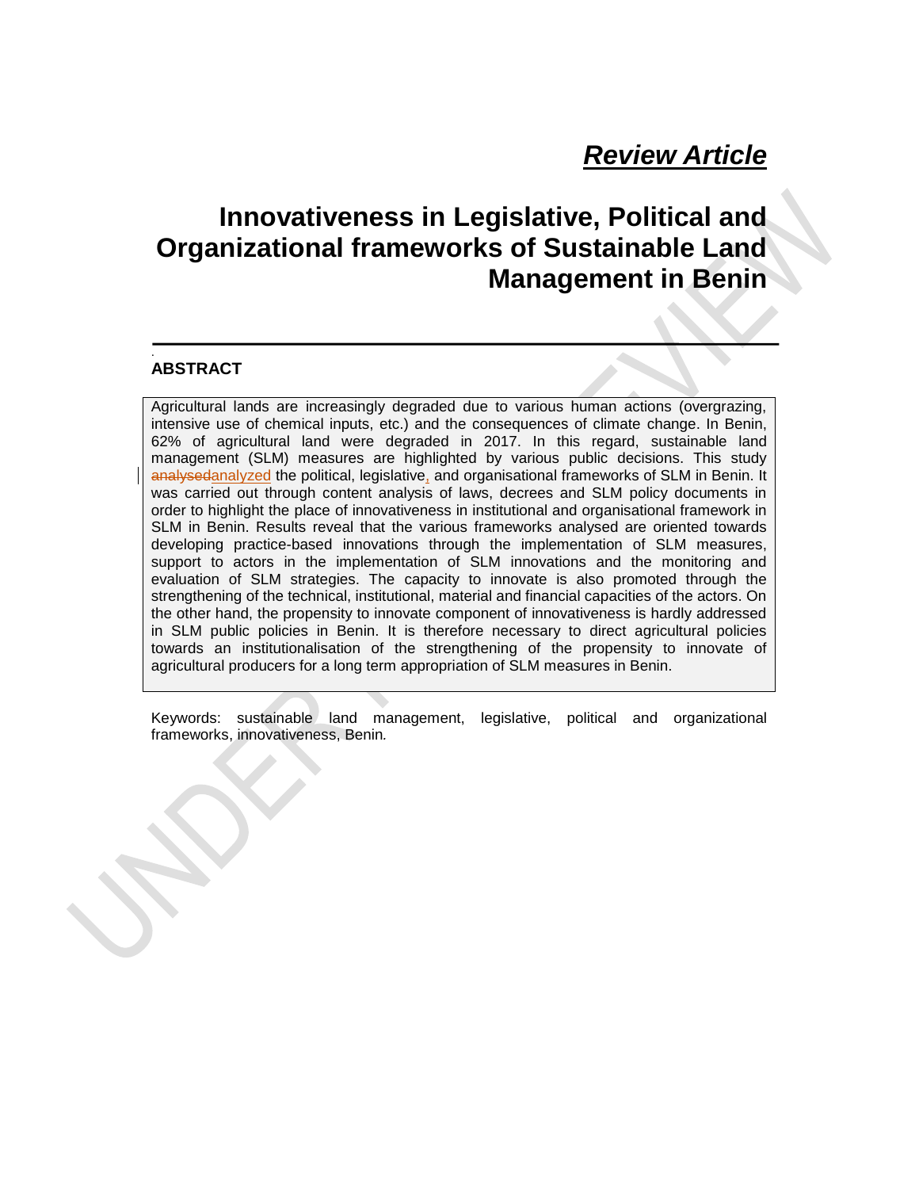***Review Article***

# Innovativeness in Legislative, Political and Organizational frameworks of Sustainable Land Management in Benin

## ABSTRACT

Agricultural lands are increasingly degraded due to various human actions (overgrazing, intensive use of chemical inputs, etc.) and the consequences of climate change. In Benin, 62% of agricultural land were degraded in 2017. In this regard, sustainable land management (SLM) measures are highlighted by various public decisions. This study analysedanalyzed the political, legislative, and organisational frameworks of SLM in Benin. It was carried out through content analysis of laws, decrees and SLM policy documents in order to highlight the place of innovativeness in institutional and organisational framework in SLM in Benin. Results reveal that the various frameworks analysed are oriented towards developing practice-based innovations through the implementation of SLM measures, support to actors in the implementation of SLM innovations and the monitoring and evaluation of SLM strategies. The capacity to innovate is also promoted through the strengthening of the technical, institutional, material and financial capacities of the actors. On the other hand, the propensity to innovate component of innovativeness is hardly addressed in SLM public policies in Benin. It is therefore necessary to direct agricultural policies towards an institutionalisation of the strengthening of the propensity to innovate of agricultural producers for a long term appropriation of SLM measures in Benin.

Keywords: sustainable land management, legislative, political and organizational frameworks, innovativeness, Benin*.*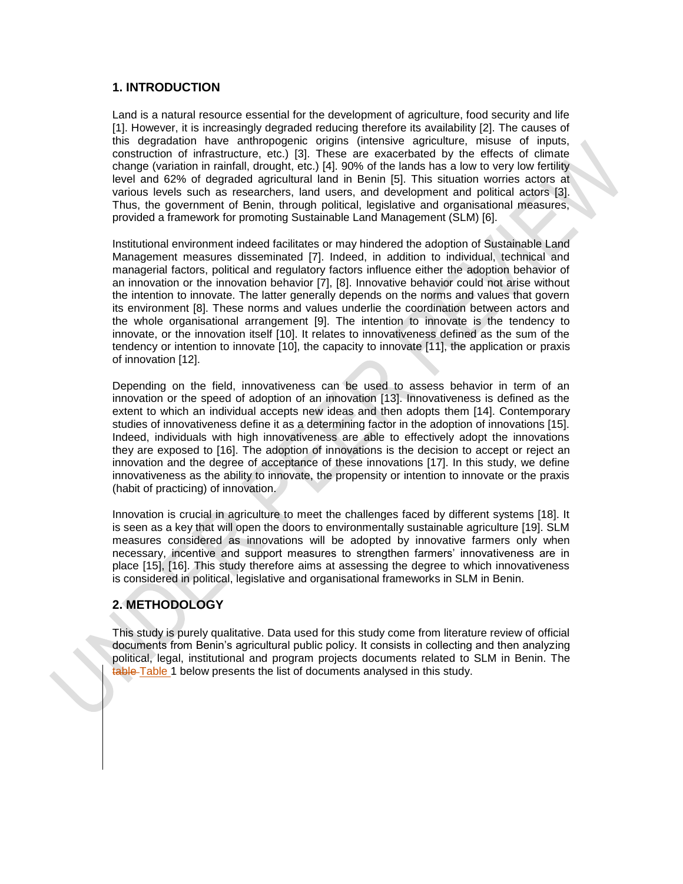## 1. INTRODUCTION

Land is a natural resource essential for the development of agriculture, food security and life [1]. However, it is increasingly degraded reducing therefore its availability [2]. The causes of this degradation have anthropogenic origins (intensive agriculture, misuse of inputs, construction of infrastructure, etc.) [3]. These are exacerbated by the effects of climate change (variation in rainfall, drought, etc.) [4]. 90% of the lands has a low to very low fertility level and 62% of degraded agricultural land in Benin [5]. This situation worries actors at various levels such as researchers, land users, and development and political actors [3]. Thus, the government of Benin, through political, legislative and organisational measures, provided a framework for promoting Sustainable Land Management (SLM) [6].

Institutional environment indeed facilitates or may hindered the adoption of Sustainable Land Management measures disseminated [7]. Indeed, in addition to individual, technical and managerial factors, political and regulatory factors influence either the adoption behavior of an innovation or the innovation behavior [7], [8]. Innovative behavior could not arise without the intention to innovate. The latter generally depends on the norms and values that govern its environment [8]. These norms and values underlie the coordination between actors and the whole organisational arrangement [9]. The intention to innovate is the tendency to innovate, or the innovation itself [10]. It relates to innovativeness defined as the sum of the tendency or intention to innovate [10], the capacity to innovate [11], the application or praxis of innovation [12].

Depending on the field, innovativeness can be used to assess behavior in term of an innovation or the speed of adoption of an innovation [13]. Innovativeness is defined as the extent to which an individual accepts new ideas and then adopts them [14]. Contemporary studies of innovativeness define it as a determining factor in the adoption of innovations [15]. Indeed, individuals with high innovativeness are able to effectively adopt the innovations they are exposed to [16]. The adoption of innovations is the decision to accept or reject an innovation and the degree of acceptance of these innovations [17]. In this study, we define innovativeness as the ability to innovate, the propensity or intention to innovate or the praxis (habit of practicing) of innovation.

Innovation is crucial in agriculture to meet the challenges faced by different systems [18]. It is seen as a key that will open the doors to environmentally sustainable agriculture [19]. SLM measures considered as innovations will be adopted by innovative farmers only when necessary, incentive and support measures to strengthen farmers' innovativeness are in place [15], [16]. This study therefore aims at assessing the degree to which innovativeness is considered in political, legislative and organisational frameworks in SLM in Benin.

## 2. METHODOLOGY

This study is purely qualitative. Data used for this study come from literature review of official documents from Benin's agricultural public policy. It consists in collecting and then analyzing political, legal, institutional and program projects documents related to SLM in Benin. The Table 1 below presents the list of documents analysed in this study.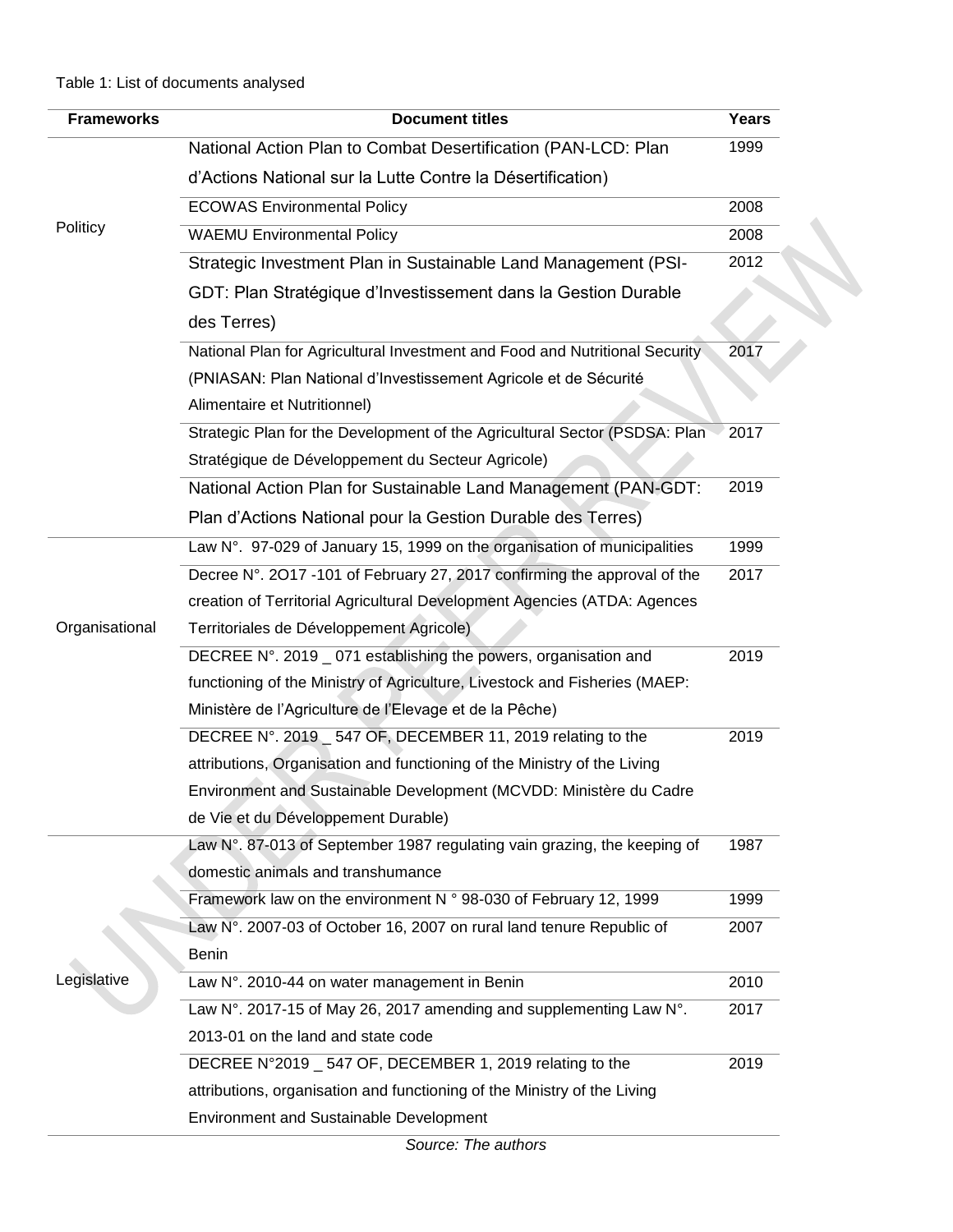Table 1: List of documents analysed

| Frameworks | Document titles | Years |
|---|---|---|
| Politicy | National Action Plan to Combat Desertification (PAN-LCD: Plan d'Actions National sur la Lutte Contre la Désertification) | 1999 |
| | ECOWAS Environmental Policy | 2008 |
| | WAEMU Environmental Policy | 2008 |
| | Strategic Investment Plan in Sustainable Land Management (PSI-GDT: Plan Stratégique d'Investissement dans la Gestion Durable des Terres) | 2012 |
| | National Plan for Agricultural Investment and Food and Nutritional Security (PNIASAN: Plan National d'Investissement Agricole et de Sécurité Alimentaire et Nutritionnel) | 2017 |
| | Strategic Plan for the Development of the Agricultural Sector (PSDSA: Plan Stratégique de Développement du Secteur Agricole) | 2017 |
| | National Action Plan for Sustainable Land Management (PAN-GDT: Plan d'Actions National pour la Gestion Durable des Terres) | 2019 |
| Organisational | Law N°. 97-029 of January 15, 1999 on the organisation of municipalities | 1999 |
| | Decree N°. 2O17 -101 of February 27, 2017 confirming the approval of the creation of Territorial Agricultural Development Agencies (ATDA: Agences Territoriales de Développement Agricole) | 2017 |
| | DECREE N°. 2019 _ 071 establishing the powers, organisation and functioning of the Ministry of Agriculture, Livestock and Fisheries (MAEP: Ministère de l'Agriculture de l'Elevage et de la Pêche) | 2019 |
| | DECREE N°. 2019 _ 547 OF, DECEMBER 11, 2019 relating to the attributions, Organisation and functioning of the Ministry of the Living Environment and Sustainable Development (MCVDD: Ministère du Cadre de Vie et du Développement Durable) | 2019 |
| Legislative | Law N°. 87-013 of September 1987 regulating vain grazing, the keeping of domestic animals and transhumance | 1987 |
| | Framework law on the environment N ° 98-030 of February 12, 1999 | 1999 |
| | Law N°. 2007-03 of October 16, 2007 on rural land tenure Republic of Benin | 2007 |
| | Law N°. 2010-44 on water management in Benin | 2010 |
| | Law N°. 2017-15 of May 26, 2017 amending and supplementing Law N°. 2013-01 on the land and state code | 2017 |
| | DECREE N°2019 _ 547 OF, DECEMBER 1, 2019 relating to the attributions, organisation and functioning of the Ministry of the Living Environment and Sustainable Development | 2019 |

*Source: The authors*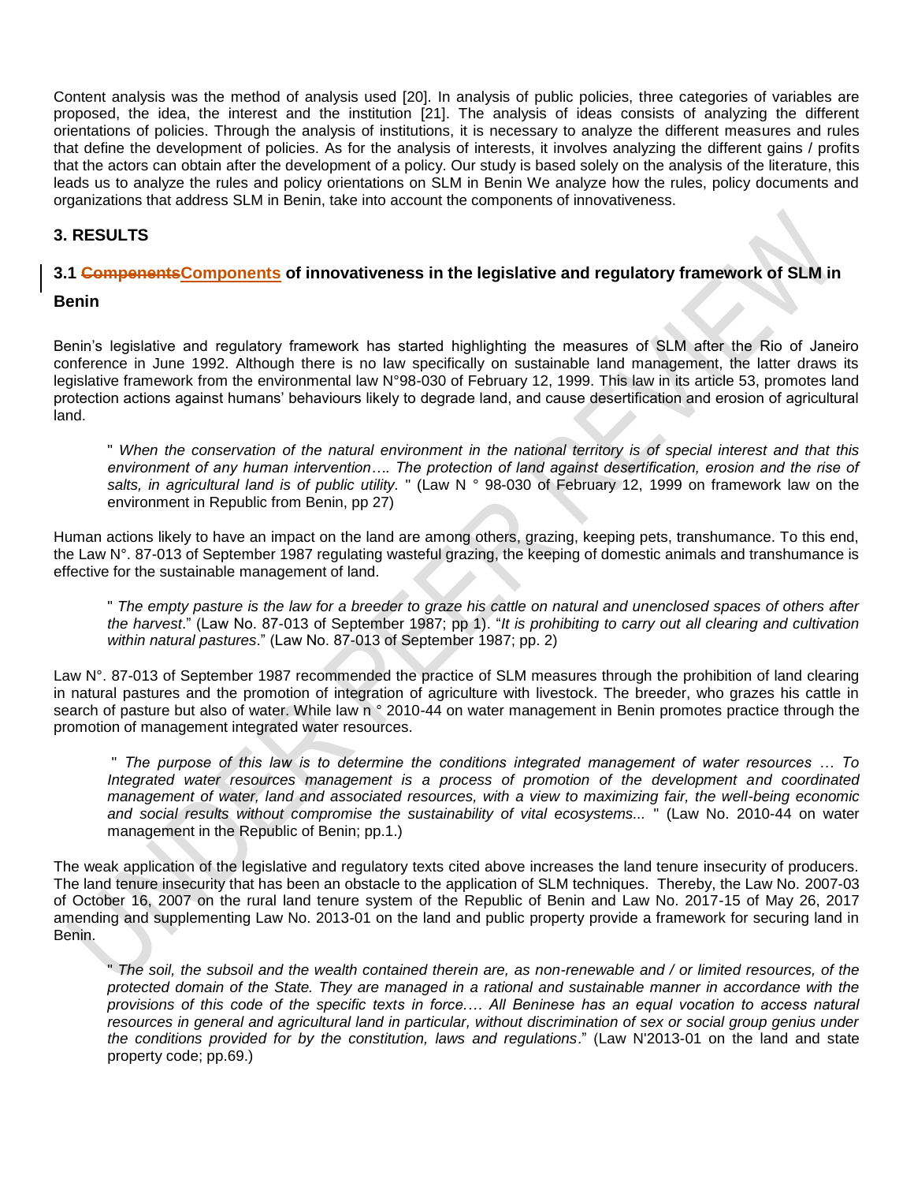Content analysis was the method of analysis used [20]. In analysis of public policies, three categories of variables are proposed, the idea, the interest and the institution [21]. The analysis of ideas consists of analyzing the different orientations of policies. Through the analysis of institutions, it is necessary to analyze the different measures and rules that define the development of policies. As for the analysis of interests, it involves analyzing the different gains / profits that the actors can obtain after the development of a policy. Our study is based solely on the analysis of the literature, this leads us to analyze the rules and policy orientations on SLM in Benin We analyze how the rules, policy documents and organizations that address SLM in Benin, take into account the components of innovativeness.

## 3. RESULTS

### 3.1 ~~Compenents~~Components of innovativeness in the legislative and regulatory framework of SLM in Benin

Benin's legislative and regulatory framework has started highlighting the measures of SLM after the Rio of Janeiro conference in June 1992. Although there is no law specifically on sustainable land management, the latter draws its legislative framework from the environmental law N°98-030 of February 12, 1999. This law in its article 53, promotes land protection actions against humans' behaviours likely to degrade land, and cause desertification and erosion of agricultural land.

> " *When the conservation of the natural environment in the national territory is of special interest and that this environment of any human intervention…. The protection of land against desertification, erosion and the rise of salts, in agricultural land is of public utility.* " (Law N ° 98-030 of February 12, 1999 on framework law on the environment in Republic from Benin, pp 27)

Human actions likely to have an impact on the land are among others, grazing, keeping pets, transhumance. To this end, the Law N°. 87-013 of September 1987 regulating wasteful grazing, the keeping of domestic animals and transhumance is effective for the sustainable management of land.

> " *The empty pasture is the law for a breeder to graze his cattle on natural and unenclosed spaces of others after the harvest*." (Law No. 87-013 of September 1987; pp 1). "*It is prohibiting to carry out all clearing and cultivation within natural pastures*." (Law No. 87-013 of September 1987; pp. 2)

Law N°. 87-013 of September 1987 recommended the practice of SLM measures through the prohibition of land clearing in natural pastures and the promotion of integration of agriculture with livestock. The breeder, who grazes his cattle in search of pasture but also of water. While law n ° 2010-44 on water management in Benin promotes practice through the promotion of management integrated water resources.

> " *The purpose of this law is to determine the conditions integrated management of water resources … To Integrated water resources management is a process of promotion of the development and coordinated management of water, land and associated resources, with a view to maximizing fair, the well-being economic and social results without compromise the sustainability of vital ecosystems...* " (Law No. 2010-44 on water management in the Republic of Benin; pp.1.)

The weak application of the legislative and regulatory texts cited above increases the land tenure insecurity of producers. The land tenure insecurity that has been an obstacle to the application of SLM techniques. Thereby, the Law No. 2007-03 of October 16, 2007 on the rural land tenure system of the Republic of Benin and Law No. 2017-15 of May 26, 2017 amending and supplementing Law No. 2013-01 on the land and public property provide a framework for securing land in Benin.

> " *The soil, the subsoil and the wealth contained therein are, as non-renewable and / or limited resources, of the protected domain of the State. They are managed in a rational and sustainable manner in accordance with the provisions of this code of the specific texts in force.… All Beninese has an equal vocation to access natural resources in general and agricultural land in particular, without discrimination of sex or social group genius under the conditions provided for by the constitution, laws and regulations*." (Law N'2013-01 on the land and state property code; pp.69.)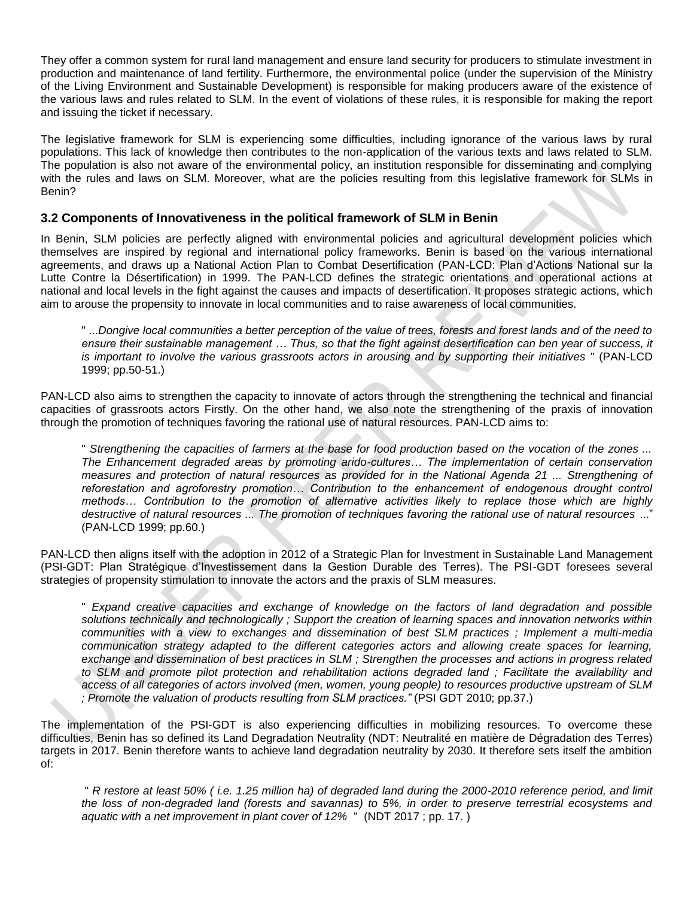They offer a common system for rural land management and ensure land security for producers to stimulate investment in production and maintenance of land fertility. Furthermore, the environmental police (under the supervision of the Ministry of the Living Environment and Sustainable Development) is responsible for making producers aware of the existence of the various laws and rules related to SLM. In the event of violations of these rules, it is responsible for making the report and issuing the ticket if necessary.

The legislative framework for SLM is experiencing some difficulties, including ignorance of the various laws by rural populations. This lack of knowledge then contributes to the non-application of the various texts and laws related to SLM. The population is also not aware of the environmental policy, an institution responsible for disseminating and complying with the rules and laws on SLM. Moreover, what are the policies resulting from this legislative framework for SLMs in Benin?

### 3.2 Components of Innovativeness in the political framework of SLM in Benin

In Benin, SLM policies are perfectly aligned with environmental policies and agricultural development policies which themselves are inspired by regional and international policy frameworks. Benin is based on the various international agreements, and draws up a National Action Plan to Combat Desertification (PAN-LCD: Plan d'Actions National sur la Lutte Contre la Désertification) in 1999. The PAN-LCD defines the strategic orientations and operational actions at national and local levels in the fight against the causes and impacts of desertification. It proposes strategic actions, which aim to arouse the propensity to innovate in local communities and to raise awareness of local communities.

> " ...*Dongive local communities a better perception of the value of trees, forests and forest lands and of the need to ensure their sustainable management … Thus, so that the fight against desertification can ben year of success, it is important to involve the various grassroots actors in arousing and by supporting their initiatives* " (PAN-LCD 1999; pp.50-51.)

PAN-LCD also aims to strengthen the capacity to innovate of actors through the strengthening the technical and financial capacities of grassroots actors Firstly. On the other hand, we also note the strengthening of the praxis of innovation through the promotion of techniques favoring the rational use of natural resources. PAN-LCD aims to:

> " *Strengthening the capacities of farmers at the base for food production based on the vocation of the zones ... The Enhancement degraded areas by promoting arido-cultures… The implementation of certain conservation measures and protection of natural resources as provided for in the National Agenda 21 ... Strengthening of reforestation and agroforestry promotion… Contribution to the enhancement of endogenous drought control methods… Contribution to the promotion of alternative activities likely to replace those which are highly destructive of natural resources ... The promotion of techniques favoring the rational use of natural resources* ..." (PAN-LCD 1999; pp.60.)

PAN-LCD then aligns itself with the adoption in 2012 of a Strategic Plan for Investment in Sustainable Land Management (PSI-GDT: Plan Stratégique d'Investissement dans la Gestion Durable des Terres). The PSI-GDT foresees several strategies of propensity stimulation to innovate the actors and the praxis of SLM measures.

> " *Expand creative capacities and exchange of knowledge on the factors of land degradation and possible solutions technically and technologically ; Support the creation of learning spaces and innovation networks within communities with a view to exchanges and dissemination of best SLM practices ; Implement a multi-media communication strategy adapted to the different categories actors and allowing create spaces for learning, exchange and dissemination of best practices in SLM ; Strengthen the processes and actions in progress related to SLM and promote pilot protection and rehabilitation actions degraded land ; Facilitate the availability and access of all categories of actors involved (men, women, young people) to resources productive upstream of SLM ; Promote the valuation of products resulting from SLM practices."* (PSI GDT 2010; pp.37.)

The implementation of the PSI-GDT is also experiencing difficulties in mobilizing resources. To overcome these difficulties, Benin has so defined its Land Degradation Neutrality (NDT: Neutralité en matière de Dégradation des Terres) targets in 2017. Benin therefore wants to achieve land degradation neutrality by 2030. It therefore sets itself the ambition of:

> " *R restore at least 50% ( i.e. 1.25 million ha) of degraded land during the 2000-2010 reference period, and limit the loss of non-degraded land (forests and savannas) to 5%, in order to preserve terrestrial ecosystems and aquatic with a net improvement in plant cover of 12%* " (NDT 2017 ; pp. 17. )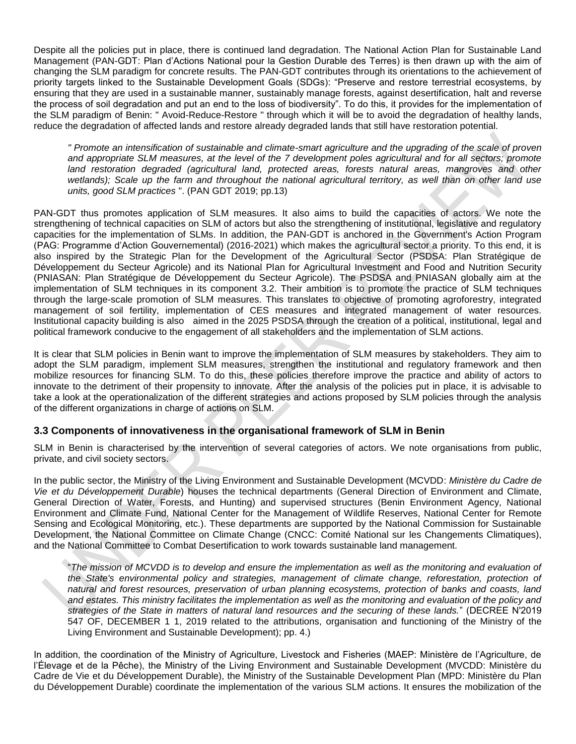Despite all the policies put in place, there is continued land degradation. The National Action Plan for Sustainable Land Management (PAN-GDT: Plan d'Actions National pour la Gestion Durable des Terres) is then drawn up with the aim of changing the SLM paradigm for concrete results. The PAN-GDT contributes through its orientations to the achievement of priority targets linked to the Sustainable Development Goals (SDGs): "Preserve and restore terrestrial ecosystems, by ensuring that they are used in a sustainable manner, sustainably manage forests, against desertification, halt and reverse the process of soil degradation and put an end to the loss of biodiversity". To do this, it provides for the implementation of the SLM paradigm of Benin: " Avoid-Reduce-Restore " through which it will be to avoid the degradation of healthy lands, reduce the degradation of affected lands and restore already degraded lands that still have restoration potential.

> *" Promote an intensification of sustainable and climate-smart agriculture and the upgrading of the scale of proven and appropriate SLM measures, at the level of the 7 development poles agricultural and for all sectors; promote land restoration degraded (agricultural land, protected areas, forests natural areas, mangroves and other wetlands); Scale up the farm and throughout the national agricultural territory, as well than on other land use units, good SLM practices* ". (PAN GDT 2019; pp.13)

PAN-GDT thus promotes application of SLM measures. It also aims to build the capacities of actors. We note the strengthening of technical capacities on SLM of actors but also the strengthening of institutional, legislative and regulatory capacities for the implementation of SLMs. In addition, the PAN-GDT is anchored in the Government's Action Program (PAG: Programme d'Action Gouvernemental) (2016-2021) which makes the agricultural sector a priority. To this end, it is also inspired by the Strategic Plan for the Development of the Agricultural Sector (PSDSA: Plan Stratégique de Développement du Secteur Agricole) and its National Plan for Agricultural Investment and Food and Nutrition Security (PNIASAN: Plan Stratégique de Développement du Secteur Agricole). The PSDSA and PNIASAN globally aim at the implementation of SLM techniques in its component 3.2. Their ambition is to promote the practice of SLM techniques through the large-scale promotion of SLM measures. This translates to objective of promoting agroforestry, integrated management of soil fertility, implementation of CES measures and integrated management of water resources. Institutional capacity building is also aimed in the 2025 PSDSA through the creation of a political, institutional, legal and political framework conducive to the engagement of all stakeholders and the implementation of SLM actions.

It is clear that SLM policies in Benin want to improve the implementation of SLM measures by stakeholders. They aim to adopt the SLM paradigm, implement SLM measures, strengthen the institutional and regulatory framework and then mobilize resources for financing SLM. To do this, these policies therefore improve the practice and ability of actors to innovate to the detriment of their propensity to innovate. After the analysis of the policies put in place, it is advisable to take a look at the operationalization of the different strategies and actions proposed by SLM policies through the analysis of the different organizations in charge of actions on SLM.

### 3.3 Components of innovativeness in the organisational framework of SLM in Benin

SLM in Benin is characterised by the intervention of several categories of actors. We note organisations from public, private, and civil society sectors.

In the public sector, the Ministry of the Living Environment and Sustainable Development (MCVDD: *Ministère du Cadre de Vie et du Développement Durable*) houses the technical departments (General Direction of Environment and Climate, General Direction of Water, Forests, and Hunting) and supervised structures (Benin Environment Agency, National Environment and Climate Fund, National Center for the Management of Wildlife Reserves, National Center for Remote Sensing and Ecological Monitoring, etc.). These departments are supported by the National Commission for Sustainable Development, the National Committee on Climate Change (CNCC: Comité National sur les Changements Climatiques), and the National Committee to Combat Desertification to work towards sustainable land management.

> "*The mission of MCVDD is to develop and ensure the implementation as well as the monitoring and evaluation of the State's environmental policy and strategies, management of climate change, reforestation, protection of natural and forest resources, preservation of urban planning ecosystems, protection of banks and coasts, land and estates. This ministry facilitates the implementation as well as the monitoring and evaluation of the policy and strategies of the State in matters of natural land resources and the securing of these lands.*" (DECREE N'2019 547 OF, DECEMBER 1 1, 2019 related to the attributions, organisation and functioning of the Ministry of the Living Environment and Sustainable Development); pp. 4.)

In addition, the coordination of the Ministry of Agriculture, Livestock and Fisheries (MAEP: Ministère de l'Agriculture, de l'Élevage et de la Pêche), the Ministry of the Living Environment and Sustainable Development (MVCDD: Ministère du Cadre de Vie et du Développement Durable), the Ministry of the Sustainable Development Plan (MPD: Ministère du Plan du Développement Durable) coordinate the implementation of the various SLM actions. It ensures the mobilization of the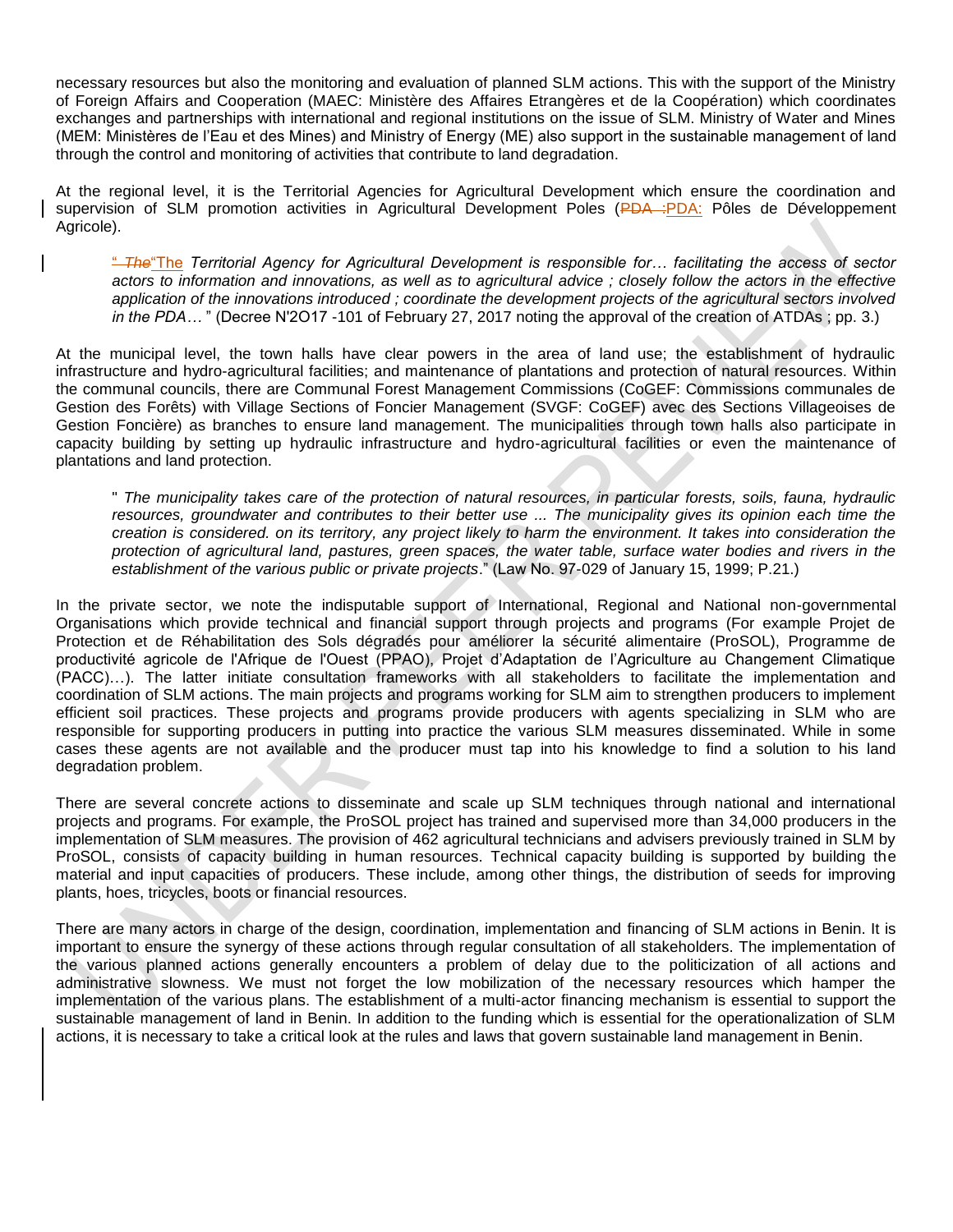necessary resources but also the monitoring and evaluation of planned SLM actions. This with the support of the Ministry of Foreign Affairs and Cooperation (MAEC: Ministère des Affaires Etrangères et de la Coopération) which coordinates exchanges and partnerships with international and regional institutions on the issue of SLM. Ministry of Water and Mines (MEM: Ministères de l'Eau et des Mines) and Ministry of Energy (ME) also support in the sustainable management of land through the control and monitoring of activities that contribute to land degradation.

At the regional level, it is the Territorial Agencies for Agricultural Development which ensure the coordination and supervision of SLM promotion activities in Agricultural Development Poles (PDA: Pôles de Développement Agricole).

> "The *Territorial Agency for Agricultural Development is responsible for… facilitating the access of sector actors to information and innovations, as well as to agricultural advice ; closely follow the actors in the effective application of the innovations introduced ; coordinate the development projects of the agricultural sectors involved in the PDA…* " (Decree N'2O17 -101 of February 27, 2017 noting the approval of the creation of ATDAs ; pp. 3.)

At the municipal level, the town halls have clear powers in the area of land use; the establishment of hydraulic infrastructure and hydro-agricultural facilities; and maintenance of plantations and protection of natural resources. Within the communal councils, there are Communal Forest Management Commissions (CoGEF: Commissions communales de Gestion des Forêts) with Village Sections of Foncier Management (SVGF: CoGEF) avec des Sections Villageoises de Gestion Foncière) as branches to ensure land management. The municipalities through town halls also participate in capacity building by setting up hydraulic infrastructure and hydro-agricultural facilities or even the maintenance of plantations and land protection.

> " *The municipality takes care of the protection of natural resources, in particular forests, soils, fauna, hydraulic resources, groundwater and contributes to their better use ... The municipality gives its opinion each time the creation is considered. on its territory, any project likely to harm the environment. It takes into consideration the protection of agricultural land, pastures, green spaces, the water table, surface water bodies and rivers in the establishment of the various public or private projects*." (Law No. 97-029 of January 15, 1999; P.21.)

In the private sector, we note the indisputable support of International, Regional and National non-governmental Organisations which provide technical and financial support through projects and programs (For example Projet de Protection et de Réhabilitation des Sols dégradés pour améliorer la sécurité alimentaire (ProSOL), Programme de productivité agricole de l'Afrique de l'Ouest (PPAO), Projet d'Adaptation de l'Agriculture au Changement Climatique (PACC)…). The latter initiate consultation frameworks with all stakeholders to facilitate the implementation and coordination of SLM actions. The main projects and programs working for SLM aim to strengthen producers to implement efficient soil practices. These projects and programs provide producers with agents specializing in SLM who are responsible for supporting producers in putting into practice the various SLM measures disseminated. While in some cases these agents are not available and the producer must tap into his knowledge to find a solution to his land degradation problem.

There are several concrete actions to disseminate and scale up SLM techniques through national and international projects and programs. For example, the ProSOL project has trained and supervised more than 34,000 producers in the implementation of SLM measures. The provision of 462 agricultural technicians and advisers previously trained in SLM by ProSOL, consists of capacity building in human resources. Technical capacity building is supported by building the material and input capacities of producers. These include, among other things, the distribution of seeds for improving plants, hoes, tricycles, boots or financial resources.

There are many actors in charge of the design, coordination, implementation and financing of SLM actions in Benin. It is important to ensure the synergy of these actions through regular consultation of all stakeholders. The implementation of the various planned actions generally encounters a problem of delay due to the politicization of all actions and administrative slowness. We must not forget the low mobilization of the necessary resources which hamper the implementation of the various plans. The establishment of a multi-actor financing mechanism is essential to support the sustainable management of land in Benin. In addition to the funding which is essential for the operationalization of SLM actions, it is necessary to take a critical look at the rules and laws that govern sustainable land management in Benin.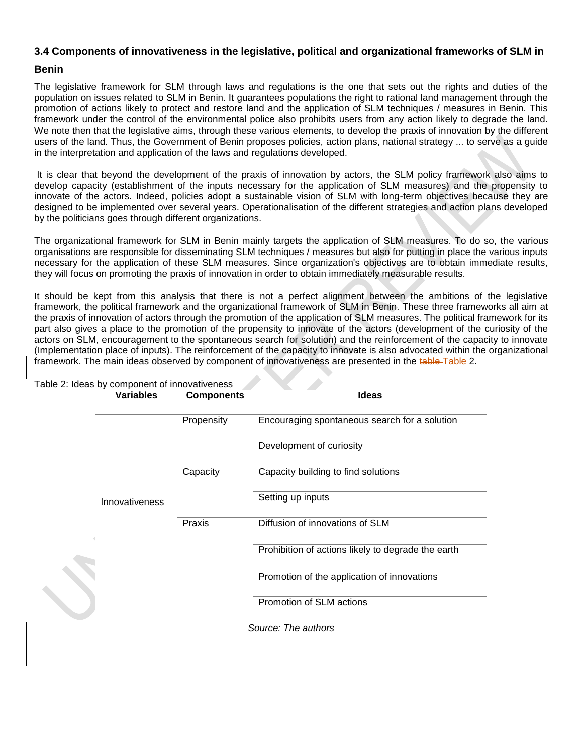### 3.4 Components of innovativeness in the legislative, political and organizational frameworks of SLM in Benin

The legislative framework for SLM through laws and regulations is the one that sets out the rights and duties of the population on issues related to SLM in Benin. It guarantees populations the right to rational land management through the promotion of actions likely to protect and restore land and the application of SLM techniques / measures in Benin. This framework under the control of the environmental police also prohibits users from any action likely to degrade the land. We note then that the legislative aims, through these various elements, to develop the praxis of innovation by the different users of the land. Thus, the Government of Benin proposes policies, action plans, national strategy ... to serve as a guide in the interpretation and application of the laws and regulations developed.

It is clear that beyond the development of the praxis of innovation by actors, the SLM policy framework also aims to develop capacity (establishment of the inputs necessary for the application of SLM measures) and the propensity to innovate of the actors. Indeed, policies adopt a sustainable vision of SLM with long-term objectives because they are designed to be implemented over several years. Operationalisation of the different strategies and action plans developed by the politicians goes through different organizations.

The organizational framework for SLM in Benin mainly targets the application of SLM measures. To do so, the various organisations are responsible for disseminating SLM techniques / measures but also for putting in place the various inputs necessary for the application of these SLM measures. Since organization's objectives are to obtain immediate results, they will focus on promoting the praxis of innovation in order to obtain immediately measurable results.

It should be kept from this analysis that there is not a perfect alignment between the ambitions of the legislative framework, the political framework and the organizational framework of SLM in Benin. These three frameworks all aim at the praxis of innovation of actors through the promotion of the application of SLM measures. The political framework for its part also gives a place to the promotion of the propensity to innovate of the actors (development of the curiosity of the actors on SLM, encouragement to the spontaneous search for solution) and the reinforcement of the capacity to innovate (Implementation place of inputs). The reinforcement of the capacity to innovate is also advocated within the organizational framework. The main ideas observed by component of innovativeness are presented in the Table 2.

Table 2: Ideas by component of innovativeness

| Variables | Components | Ideas |
|---|---|---|
| Innovativeness | Propensity | Encouraging spontaneous search for a solution |
| | | Development of curiosity |
| | Capacity | Capacity building to find solutions |
| | | Setting up inputs |
| | Praxis | Diffusion of innovations of SLM |
| | | Prohibition of actions likely to degrade the earth |
| | | Promotion of the application of innovations |
| | | Promotion of SLM actions |

*Source: The authors*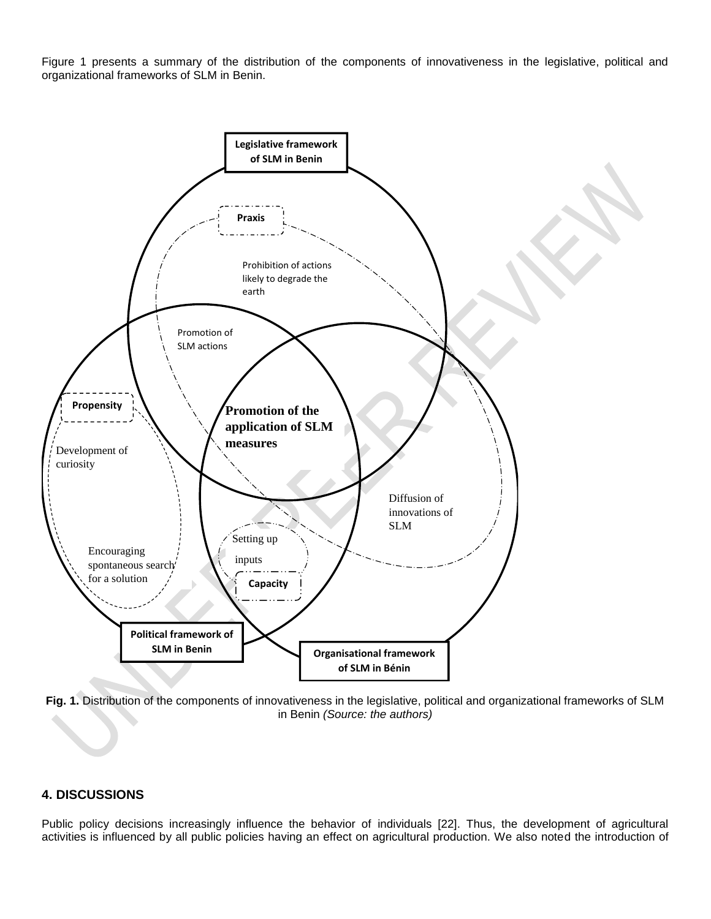Figure 1 presents a summary of the distribution of the components of innovativeness in the legislative, political and organizational frameworks of SLM in Benin.

**Fig. 1.** Distribution of the components of innovativeness in the legislative, political and organizational frameworks of SLM in Benin *(Source: the authors)*

## 4. DISCUSSIONS

Public policy decisions increasingly influence the behavior of individuals [22]. Thus, the development of agricultural activities is influenced by all public policies having an effect on agricultural production. We also noted the introduction of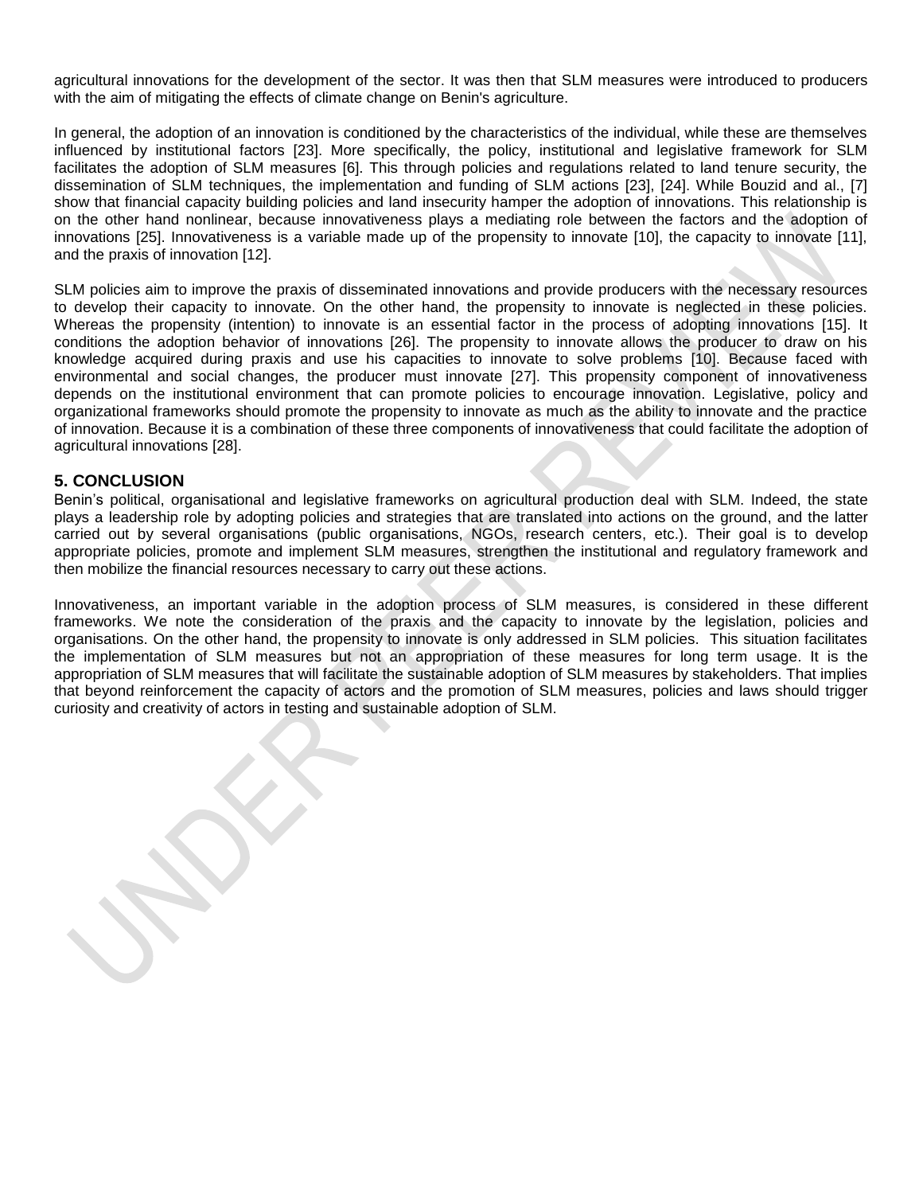agricultural innovations for the development of the sector. It was then that SLM measures were introduced to producers with the aim of mitigating the effects of climate change on Benin's agriculture.

In general, the adoption of an innovation is conditioned by the characteristics of the individual, while these are themselves influenced by institutional factors [23]. More specifically, the policy, institutional and legislative framework for SLM facilitates the adoption of SLM measures [6]. This through policies and regulations related to land tenure security, the dissemination of SLM techniques, the implementation and funding of SLM actions [23], [24]. While Bouzid and al., [7] show that financial capacity building policies and land insecurity hamper the adoption of innovations. This relationship is on the other hand nonlinear, because innovativeness plays a mediating role between the factors and the adoption of innovations [25]. Innovativeness is a variable made up of the propensity to innovate [10], the capacity to innovate [11], and the praxis of innovation [12].

SLM policies aim to improve the praxis of disseminated innovations and provide producers with the necessary resources to develop their capacity to innovate. On the other hand, the propensity to innovate is neglected in these policies. Whereas the propensity (intention) to innovate is an essential factor in the process of adopting innovations [15]. It conditions the adoption behavior of innovations [26]. The propensity to innovate allows the producer to draw on his knowledge acquired during praxis and use his capacities to innovate to solve problems [10]. Because faced with environmental and social changes, the producer must innovate [27]. This propensity component of innovativeness depends on the institutional environment that can promote policies to encourage innovation. Legislative, policy and organizational frameworks should promote the propensity to innovate as much as the ability to innovate and the practice of innovation. Because it is a combination of these three components of innovativeness that could facilitate the adoption of agricultural innovations [28].

## 5. CONCLUSION

Benin's political, organisational and legislative frameworks on agricultural production deal with SLM. Indeed, the state plays a leadership role by adopting policies and strategies that are translated into actions on the ground, and the latter carried out by several organisations (public organisations, NGOs, research centers, etc.). Their goal is to develop appropriate policies, promote and implement SLM measures, strengthen the institutional and regulatory framework and then mobilize the financial resources necessary to carry out these actions.

Innovativeness, an important variable in the adoption process of SLM measures, is considered in these different frameworks. We note the consideration of the praxis and the capacity to innovate by the legislation, policies and organisations. On the other hand, the propensity to innovate is only addressed in SLM policies. This situation facilitates the implementation of SLM measures but not an appropriation of these measures for long term usage. It is the appropriation of SLM measures that will facilitate the sustainable adoption of SLM measures by stakeholders. That implies that beyond reinforcement the capacity of actors and the promotion of SLM measures, policies and laws should trigger curiosity and creativity of actors in testing and sustainable adoption of SLM.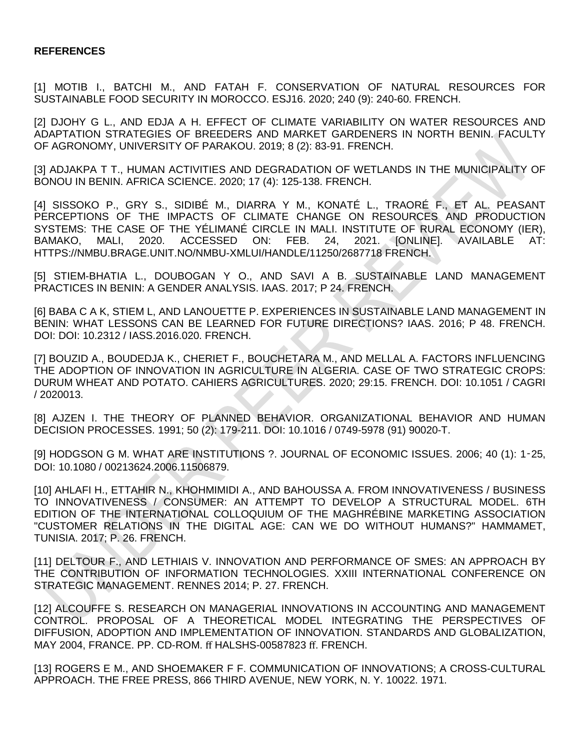**REFERENCES**

[1] MOTIB I., BATCHI M., AND FATAH F. CONSERVATION OF NATURAL RESOURCES FOR SUSTAINABLE FOOD SECURITY IN MOROCCO. ESJ16. 2020; 240 (9): 240-60. FRENCH.

[2] DJOHY G L., AND EDJA A H. EFFECT OF CLIMATE VARIABILITY ON WATER RESOURCES AND ADAPTATION STRATEGIES OF BREEDERS AND MARKET GARDENERS IN NORTH BENIN. FACULTY OF AGRONOMY, UNIVERSITY OF PARAKOU. 2019; 8 (2): 83-91. FRENCH.

[3] ADJAKPA T T., HUMAN ACTIVITIES AND DEGRADATION OF WETLANDS IN THE MUNICIPALITY OF BONOU IN BENIN. AFRICA SCIENCE. 2020; 17 (4): 125-138. FRENCH.

[4] SISSOKO P., GRY S., SIDIBÉ M., DIARRA Y M., KONATÉ L., TRAORÉ F., ET AL. PEASANT PERCEPTIONS OF THE IMPACTS OF CLIMATE CHANGE ON RESOURCES AND PRODUCTION SYSTEMS: THE CASE OF THE YÉLIMANÉ CIRCLE IN MALI. INSTITUTE OF RURAL ECONOMY (IER), BAMAKO, MALI, 2020. ACCESSED ON: FEB. 24, 2021. [ONLINE]. AVAILABLE AT: HTTPS://NMBU.BRAGE.UNIT.NO/NMBU-XMLUI/HANDLE/11250/2687718 FRENCH.

[5] STIEM-BHATIA L., DOUBOGAN Y O., AND SAVI A B. SUSTAINABLE LAND MANAGEMENT PRACTICES IN BENIN: A GENDER ANALYSIS. IAAS. 2017; P 24. FRENCH.

[6] BABA C A K, STIEM L, AND LANOUETTE P. EXPERIENCES IN SUSTAINABLE LAND MANAGEMENT IN BENIN: WHAT LESSONS CAN BE LEARNED FOR FUTURE DIRECTIONS? IAAS. 2016; P 48. FRENCH. DOI: DOI: 10.2312 / IASS.2016.020. FRENCH.

[7] BOUZID A., BOUDEDJA K., CHERIET F., BOUCHETARA M., AND MELLAL A. FACTORS INFLUENCING THE ADOPTION OF INNOVATION IN AGRICULTURE IN ALGERIA. CASE OF TWO STRATEGIC CROPS: DURUM WHEAT AND POTATO. CAHIERS AGRICULTURES. 2020; 29:15. FRENCH. DOI: 10.1051 / CAGRI / 2020013.

[8] AJZEN I. THE THEORY OF PLANNED BEHAVIOR. ORGANIZATIONAL BEHAVIOR AND HUMAN DECISION PROCESSES. 1991; 50 (2): 179-211. DOI: 10.1016 / 0749-5978 (91) 90020-T.

[9] HODGSON G M. WHAT ARE INSTITUTIONS ?. JOURNAL OF ECONOMIC ISSUES. 2006; 40 (1): 1‑25, DOI: 10.1080 / 00213624.2006.11506879.

[10] AHLAFI H., ETTAHIR N., KHOHMIMIDI A., AND BAHOUSSA A. FROM INNOVATIVENESS / BUSINESS TO INNOVATIVENESS / CONSUMER: AN ATTEMPT TO DEVELOP A STRUCTURAL MODEL. 6TH EDITION OF THE INTERNATIONAL COLLOQUIUM OF THE MAGHRÉBINE MARKETING ASSOCIATION "CUSTOMER RELATIONS IN THE DIGITAL AGE: CAN WE DO WITHOUT HUMANS?" HAMMAMET, TUNISIA. 2017; P. 26. FRENCH.

[11] DELTOUR F., AND LETHIAIS V. INNOVATION AND PERFORMANCE OF SMES: AN APPROACH BY THE CONTRIBUTION OF INFORMATION TECHNOLOGIES. XXIII INTERNATIONAL CONFERENCE ON STRATEGIC MANAGEMENT. RENNES 2014; P. 27. FRENCH.

[12] ALCOUFFE S. RESEARCH ON MANAGERIAL INNOVATIONS IN ACCOUNTING AND MANAGEMENT CONTROL. PROPOSAL OF A THEORETICAL MODEL INTEGRATING THE PERSPECTIVES OF DIFFUSION, ADOPTION AND IMPLEMENTATION OF INNOVATION. STANDARDS AND GLOBALIZATION, MAY 2004, FRANCE. PP. CD-ROM. ff HALSHS-00587823 ff. FRENCH.

[13] ROGERS E M., AND SHOEMAKER F F. COMMUNICATION OF INNOVATIONS; A CROSS-CULTURAL APPROACH. THE FREE PRESS, 866 THIRD AVENUE, NEW YORK, N. Y. 10022. 1971.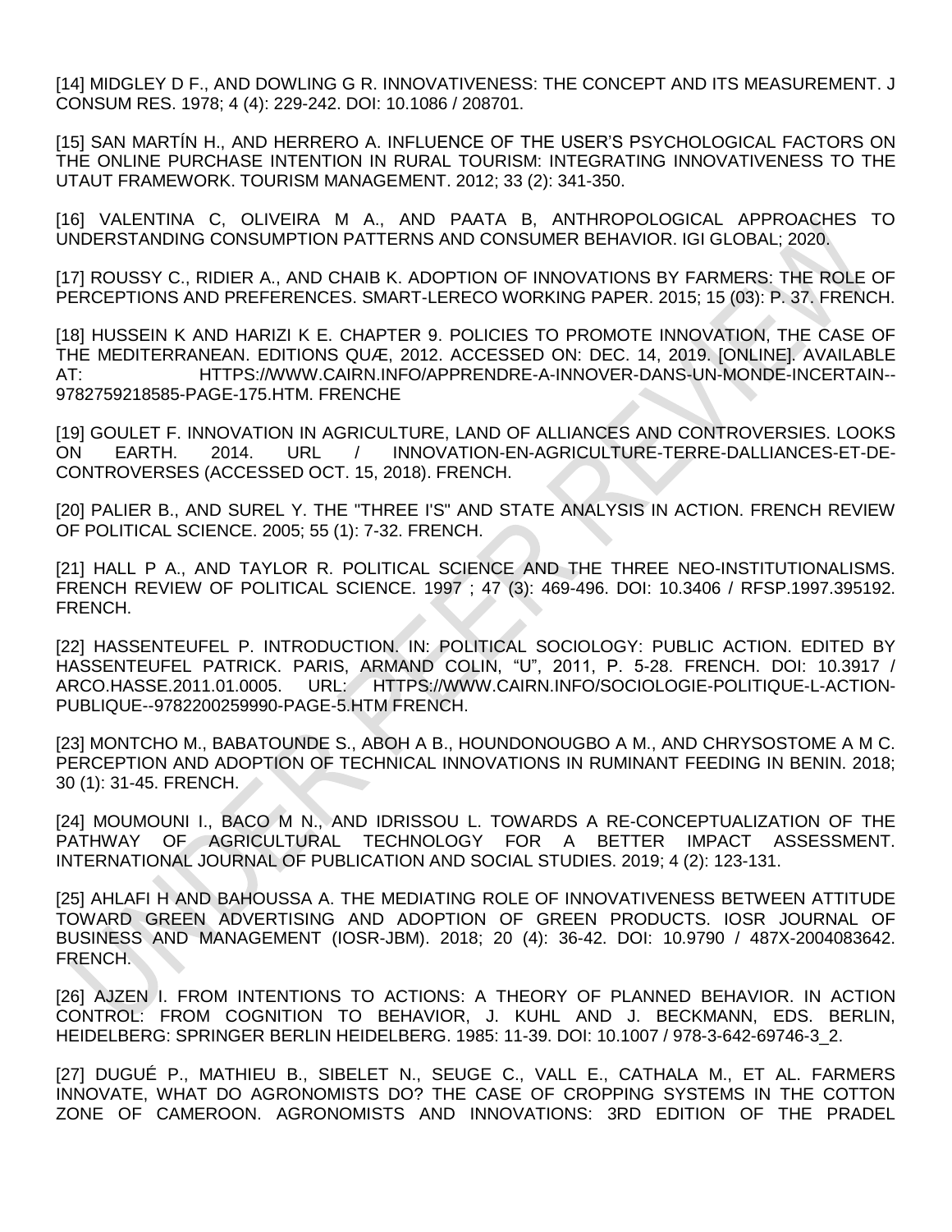[14] MIDGLEY D F., AND DOWLING G R. INNOVATIVENESS: THE CONCEPT AND ITS MEASUREMENT. J CONSUM RES. 1978; 4 (4): 229-242. DOI: 10.1086 / 208701.

[15] SAN MARTÍN H., AND HERRERO A. INFLUENCE OF THE USER'S PSYCHOLOGICAL FACTORS ON THE ONLINE PURCHASE INTENTION IN RURAL TOURISM: INTEGRATING INNOVATIVENESS TO THE UTAUT FRAMEWORK. TOURISM MANAGEMENT. 2012; 33 (2): 341-350.

[16] VALENTINA C, OLIVEIRA M A., AND PAATA B, ANTHROPOLOGICAL APPROACHES TO UNDERSTANDING CONSUMPTION PATTERNS AND CONSUMER BEHAVIOR. IGI GLOBAL; 2020.

[17] ROUSSY C., RIDIER A., AND CHAIB K. ADOPTION OF INNOVATIONS BY FARMERS: THE ROLE OF PERCEPTIONS AND PREFERENCES. SMART-LERECO WORKING PAPER. 2015; 15 (03): P. 37. FRENCH.

[18] HUSSEIN K AND HARIZI K E. CHAPTER 9. POLICIES TO PROMOTE INNOVATION, THE CASE OF THE MEDITERRANEAN. EDITIONS QUÆ, 2012. ACCESSED ON: DEC. 14, 2019. [ONLINE]. AVAILABLE AT: HTTPS://WWW.CAIRN.INFO/APPRENDRE-A-INNOVER-DANS-UN-MONDE-INCERTAIN--9782759218585-PAGE-175.HTM. FRENCHE

[19] GOULET F. INNOVATION IN AGRICULTURE, LAND OF ALLIANCES AND CONTROVERSIES. LOOKS ON EARTH. 2014. URL / INNOVATION-EN-AGRICULTURE-TERRE-DALLIANCES-ET-DE-CONTROVERSES (ACCESSED OCT. 15, 2018). FRENCH.

[20] PALIER B., AND SUREL Y. THE "THREE I'S" AND STATE ANALYSIS IN ACTION. FRENCH REVIEW OF POLITICAL SCIENCE. 2005; 55 (1): 7-32. FRENCH.

[21] HALL P A., AND TAYLOR R. POLITICAL SCIENCE AND THE THREE NEO-INSTITUTIONALISMS. FRENCH REVIEW OF POLITICAL SCIENCE. 1997 ; 47 (3): 469-496. DOI: 10.3406 / RFSP.1997.395192. FRENCH.

[22] HASSENTEUFEL P. INTRODUCTION. IN: POLITICAL SOCIOLOGY: PUBLIC ACTION. EDITED BY HASSENTEUFEL PATRICK. PARIS, ARMAND COLIN, "U", 2011, P. 5-28. FRENCH. DOI: 10.3917 / ARCO.HASSE.2011.01.0005. URL: HTTPS://WWW.CAIRN.INFO/SOCIOLOGIE-POLITIQUE-L-ACTION-PUBLIQUE--9782200259990-PAGE-5.HTM FRENCH.

[23] MONTCHO M., BABATOUNDE S., ABOH A B., HOUNDONOUGBO A M., AND CHRYSOSTOME A M C. PERCEPTION AND ADOPTION OF TECHNICAL INNOVATIONS IN RUMINANT FEEDING IN BENIN. 2018; 30 (1): 31-45. FRENCH.

[24] MOUMOUNI I., BACO M N., AND IDRISSOU L. TOWARDS A RE-CONCEPTUALIZATION OF THE PATHWAY OF AGRICULTURAL TECHNOLOGY FOR A BETTER IMPACT ASSESSMENT. INTERNATIONAL JOURNAL OF PUBLICATION AND SOCIAL STUDIES. 2019; 4 (2): 123-131.

[25] AHLAFI H AND BAHOUSSA A. THE MEDIATING ROLE OF INNOVATIVENESS BETWEEN ATTITUDE TOWARD GREEN ADVERTISING AND ADOPTION OF GREEN PRODUCTS. IOSR JOURNAL OF BUSINESS AND MANAGEMENT (IOSR-JBM). 2018; 20 (4): 36-42. DOI: 10.9790 / 487X-2004083642. FRENCH.

[26] AJZEN I. FROM INTENTIONS TO ACTIONS: A THEORY OF PLANNED BEHAVIOR. IN ACTION CONTROL: FROM COGNITION TO BEHAVIOR, J. KUHL AND J. BECKMANN, EDS. BERLIN, HEIDELBERG: SPRINGER BERLIN HEIDELBERG. 1985: 11-39. DOI: 10.1007 / 978-3-642-69746-3_2.

[27] DUGUÉ P., MATHIEU B., SIBELET N., SEUGE C., VALL E., CATHALA M., ET AL. FARMERS INNOVATE, WHAT DO AGRONOMISTS DO? THE CASE OF CROPPING SYSTEMS IN THE COTTON ZONE OF CAMEROON. AGRONOMISTS AND INNOVATIONS: 3RD EDITION OF THE PRADEL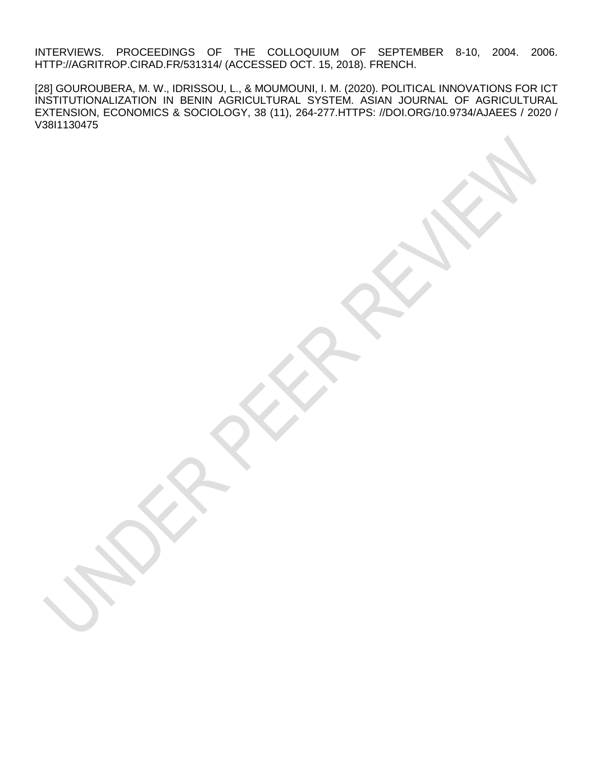INTERVIEWS. PROCEEDINGS OF THE COLLOQUIUM OF SEPTEMBER 8-10, 2004. 2006. HTTP://AGRITROP.CIRAD.FR/531314/ (ACCESSED OCT. 15, 2018). FRENCH.

[28] GOUROUBERA, M. W., IDRISSOU, L., & MOUMOUNI, I. M. (2020). POLITICAL INNOVATIONS FOR ICT INSTITUTIONALIZATION IN BENIN AGRICULTURAL SYSTEM. ASIAN JOURNAL OF AGRICULTURAL EXTENSION, ECONOMICS & SOCIOLOGY, 38 (11), 264-277.HTTPS: //DOI.ORG/10.9734/AJAEES / 2020 / V38I1130475